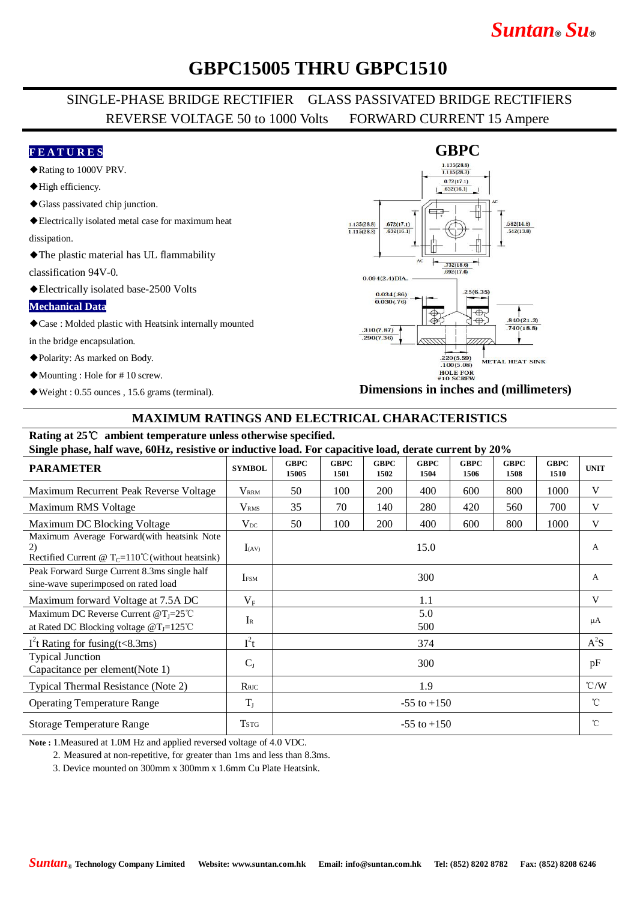# GBPC15005 THRU GBPC1510

SINGLE-PHASE BRIDGE RECTIFIER　GLASS PASSIVATED BRIDGE RECTIFIERS

REVERSE VOLTAGE 50 to 1000 Volts　　FORWARD CURRENT 15 Ampere

## FEATURES

- ◆Rating to 1000V PRV.
- ◆High efficiency.
- ◆Glass passivated chip junction.
- ◆Electrically isolated metal case for maximum heat dissipation.
- ◆The plastic material has UL flammability classification 94V-0.
- ◆Electrically isolated base-2500 Volts

## Mechanical Data

- ◆Case : Molded plastic with Heatsink internally mounted in the bridge encapsulation.
- ◆Polarity: As marked on Body.
- ◆Mounting : Hole for # 10 screw.
- ◆Weight : 0.55 ounces , 15.6 grams (terminal).

**GBPC**

1.135(28.8) 1.115(28.3)
0.72(17.1) .632(16.1)
AC
1.135(28.8) 1.115(28.3)
.672(17.1) .632(16.1)
.582(14.8) .542(13.8)
AC
.732(18.6) .692(17.6)
0.094(2.4)DIA.
0.034(.86) 0.030(.76)
.25(6.35)
.840(21.3) .740(18.8)
.310(7.87) .290(7.36)
.220(5.59) .100(5.08)
HOLE FOR #10 SCREW
METAL HEAT SINK

**Dimensions in inches and (millimeters)**

## MAXIMUM RATINGS AND ELECTRICAL CHARACTERISTICS

**Rating at 25℃ ambient temperature unless otherwise specified.**
**Single phase, half wave, 60Hz, resistive or inductive load. For capacitive load, derate current by 20%**

| PARAMETER | SYMBOL | GBPC 15005 | GBPC 1501 | GBPC 1502 | GBPC 1504 | GBPC 1506 | GBPC 1508 | GBPC 1510 | UNIT |
|---|---|---|---|---|---|---|---|---|---|
| Maximum Recurrent Peak Reverse Voltage | $V_{RRM}$ | 50 | 100 | 200 | 400 | 600 | 800 | 1000 | V |
| Maximum RMS Voltage | $V_{RMS}$ | 35 | 70 | 140 | 280 | 420 | 560 | 700 | V |
| Maximum DC Blocking Voltage | $V_{DC}$ | 50 | 100 | 200 | 400 | 600 | 800 | 1000 | V |
| Maximum Average Forward(with heatsink Note 2) Rectified Current @ $T_C$=110℃(without heatsink) | $I_{(AV)}$ | 15.0 | | | | | | | A |
| Peak Forward Surge Current 8.3ms single half sine-wave superimposed on rated load | $I_{FSM}$ | 300 | | | | | | | A |
| Maximum forward Voltage at 7.5A DC | $V_F$ | 1.1 | | | | | | | V |
| Maximum DC Reverse Current @$T_J$=25℃ at Rated DC Blocking voltage @$T_J$=125℃ | $I_R$ | 5.0 / 500 | | | | | | | μA |
| $I^2t$ Rating for fusing(t<8.3ms) | $I^2t$ | 374 | | | | | | | $A^2S$ |
| Typical Junction Capacitance per element(Note 1) | $C_J$ | 300 | | | | | | | pF |
| Typical Thermal Resistance (Note 2) | $R_{\theta JC}$ | 1.9 | | | | | | | ℃/W |
| Operating Temperature Range | $T_J$ | -55 to +150 | | | | | | | ℃ |
| Storage Temperature Range | $T_{STG}$ | -55 to +150 | | | | | | | ℃ |

**Note :** 1.Measured at 1.0M Hz and applied reversed voltage of 4.0 VDC.
2. Measured at non-repetitive, for greater than 1ms and less than 8.3ms.
3. Device mounted on 300mm x 300mm x 1.6mm Cu Plate Heatsink.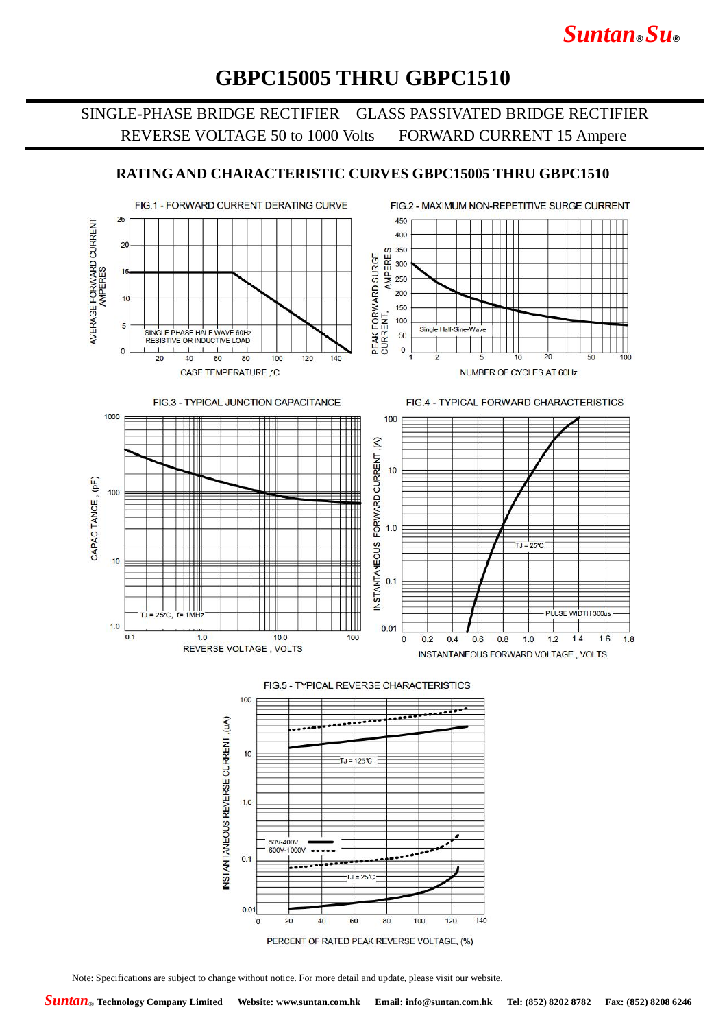Suntan® Su®

# GBPC15005 THRU GBPC1510

SINGLE-PHASE BRIDGE RECTIFIER GLASS PASSIVATED BRIDGE RECTIFIER
REVERSE VOLTAGE 50 to 1000 Volts FORWARD CURRENT 15 Ampere

## RATING AND CHARACTERISTIC CURVES GBPC15005 THRU GBPC1510

FIG.1 - FORWARD CURRENT DERATING CURVE

AVERAGE FORWARD CURRENT AMPERES
25
20
15
10
5
0
20 40 60 80 100 120 140
SINGLE PHASE HALF WAVE 60Hz
RESISTIVE OR INDUCTIVE LOAD
CASE TEMPERATURE ,°C

FIG.2 - MAXIMUM NON-REPETITIVE SURGE CURRENT

PEAK FORWARD SURGE CURRENT, AMPERES
450
400
350
300
250
200
150
100
50
0
1 2 5 10 20 50 100
Single Half-Sine-Wave
NUMBER OF CYCLES AT 60Hz

FIG.3 - TYPICAL JUNCTION CAPACITANCE

CAPACITANCE , (pF)
1000
100
10
1.0
0.1 1.0 10.0 100
TJ = 25℃, f= 1MHz
REVERSE VOLTAGE , VOLTS

FIG.4 - TYPICAL FORWARD CHARACTERISTICS

INSTANTANEOUS FORWARD CURRENT ,(A)
100
10
1.0
0.1
0.01
0 0.2 0.4 0.6 0.8 1.0 1.2 1.4 1.6 1.8
TJ = 25℃
PULSE WIDTH 300us
INSTANTANEOUS FORWARD VOLTAGE , VOLTS

FIG.5 - TYPICAL REVERSE CHARACTERISTICS

INSTANTANEOUS REVERSE CURRENT ,(uA)
100
10
1.0
0.1
0.01
0 20 40 60 80 100 120 140
TJ = 125℃
TJ = 25℃
50V-400V
600V-1000V
PERCENT OF RATED PEAK REVERSE VOLTAGE, (%)

Note: Specifications are subject to change without notice. For more detail and update, please visit our website.

Suntan® Technology Company Limited Website: www.suntan.com.hk Email: info@suntan.com.hk Tel: (852) 8202 8782 Fax: (852) 8208 6246